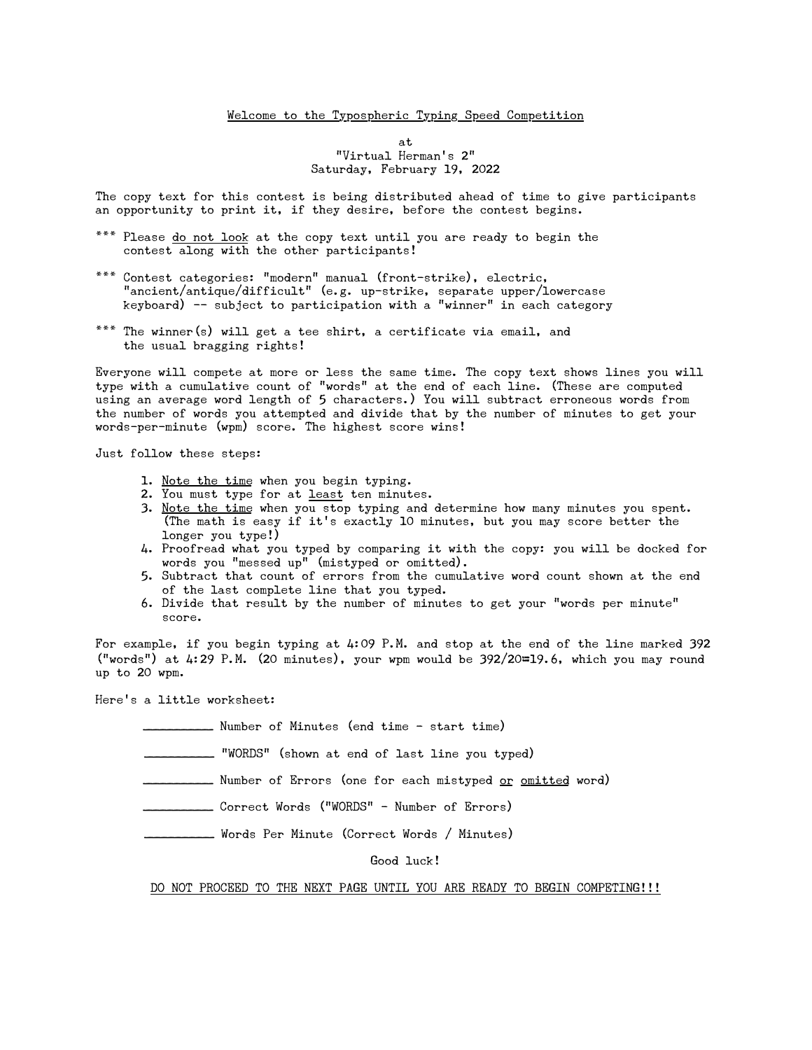## Welcome to the Typospheric Typing Speed Competition

at
"Virtual Herman's 2"
Saturday, February 19, 2022

The copy text for this contest is being distributed ahead of time to give participants an opportunity to print it, if they desire, before the contest begins.

*** Please do not look at the copy text until you are ready to begin the contest along with the other participants!

*** Contest categories: "modern" manual (front-strike), electric, "ancient/antique/difficult" (e.g. up-strike, separate upper/lowercase keyboard) -- subject to participation with a "winner" in each category

*** The winner(s) will get a tee shirt, a certificate via email, and the usual bragging rights!

Everyone will compete at more or less the same time. The copy text shows lines you will type with a cumulative count of "words" at the end of each line. (These are computed using an average word length of 5 characters.) You will subtract erroneous words from the number of words you attempted and divide that by the number of minutes to get your words-per-minute (wpm) score. The highest score wins!

Just follow these steps:

1. Note the time when you begin typing.
2. You must type for at least ten minutes.
3. Note the time when you stop typing and determine how many minutes you spent. (The math is easy if it's exactly 10 minutes, but you may score better the longer you type!)
4. Proofread what you typed by comparing it with the copy: you will be docked for words you "messed up" (mistyped or omitted).
5. Subtract that count of errors from the cumulative word count shown at the end of the last complete line that you typed.
6. Divide that result by the number of minutes to get your "words per minute" score.

For example, if you begin typing at 4:09 P.M. and stop at the end of the line marked 392 ("words") at 4:29 P.M. (20 minutes), your wpm would be 392/20=19.6, which you may round up to 20 wpm.

Here's a little worksheet:

__________ Number of Minutes (end time - start time)

__________ "WORDS" (shown at end of last line you typed)

__________ Number of Errors (one for each mistyped or omitted word)

__________ Correct Words ("WORDS" - Number of Errors)

__________ Words Per Minute (Correct Words / Minutes)

Good luck!

DO NOT PROCEED TO THE NEXT PAGE UNTIL YOU ARE READY TO BEGIN COMPETING!!!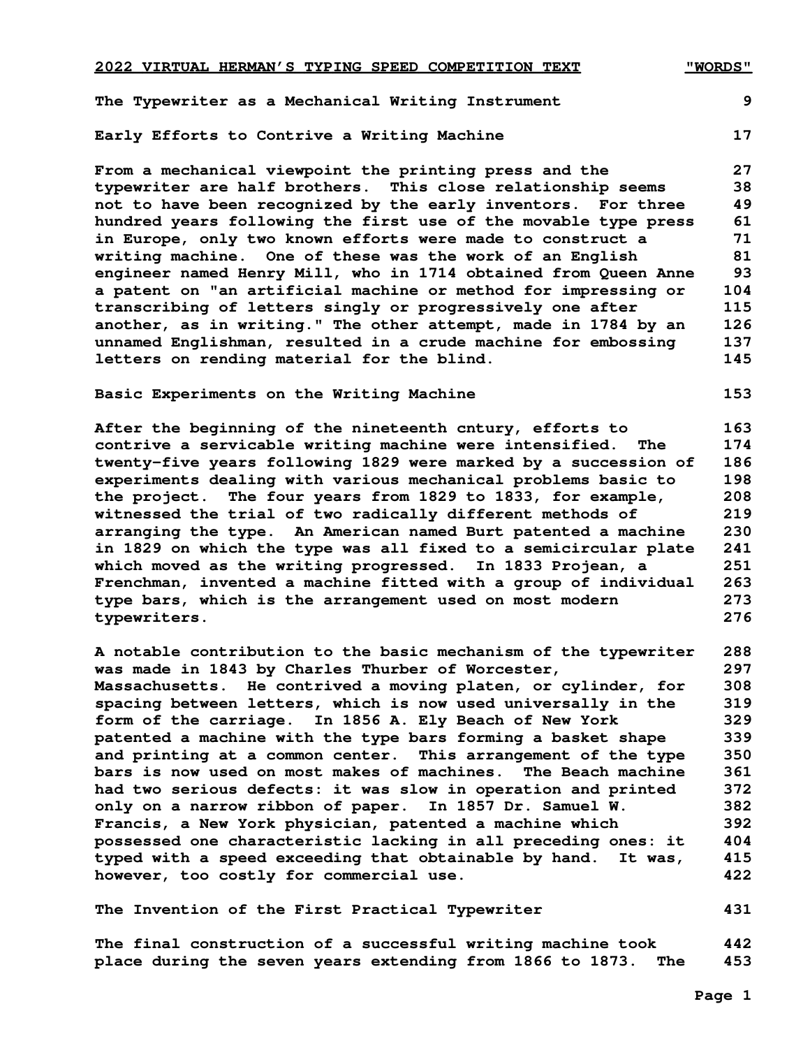**2022 VIRTUAL HERMAN'S TYPING SPEED COMPETITION TEXT** **"WORDS"**

**The Typewriter as a Mechanical Writing Instrument** 9

**Early Efforts to Contrive a Writing Machine** 17

From a mechanical viewpoint the printing press and the 27
typewriter are half brothers. This close relationship seems 38
not to have been recognized by the early inventors. For three 49
hundred years following the first use of the movable type press 61
in Europe, only two known efforts were made to construct a 71
writing machine. One of these was the work of an English 81
engineer named Henry Mill, who in 1714 obtained from Queen Anne 93
a patent on "an artificial machine or method for impressing or 104
transcribing of letters singly or progressively one after 115
another, as in writing." The other attempt, made in 1784 by an 126
unnamed Englishman, resulted in a crude machine for embossing 137
letters on rending material for the blind. 145

**Basic Experiments on the Writing Machine** 153

After the beginning of the nineteenth cntury, efforts to 163
contrive a servicable writing machine were intensified. The 174
twenty-five years following 1829 were marked by a succession of 186
experiments dealing with various mechanical problems basic to 198
the project. The four years from 1829 to 1833, for example, 208
witnessed the trial of two radically different methods of 219
arranging the type. An American named Burt patented a machine 230
in 1829 on which the type was all fixed to a semicircular plate 241
which moved as the writing progressed. In 1833 Projean, a 251
Frenchman, invented a machine fitted with a group of individual 263
type bars, which is the arrangement used on most modern 273
typewriters. 276

A notable contribution to the basic mechanism of the typewriter 288
was made in 1843 by Charles Thurber of Worcester, 297
Massachusetts. He contrived a moving platen, or cylinder, for 308
spacing between letters, which is now used universally in the 319
form of the carriage. In 1856 A. Ely Beach of New York 329
patented a machine with the type bars forming a basket shape 339
and printing at a common center. This arrangement of the type 350
bars is now used on most makes of machines. The Beach machine 361
had two serious defects: it was slow in operation and printed 372
only on a narrow ribbon of paper. In 1857 Dr. Samuel W. 382
Francis, a New York physician, patented a machine which 392
possessed one characteristic lacking in all preceding ones: it 404
typed with a speed exceeding that obtainable by hand. It was, 415
however, too costly for commercial use. 422

**The Invention of the First Practical Typewriter** 431

The final construction of a successful writing machine took 442
place during the seven years extending from 1866 to 1873. The 453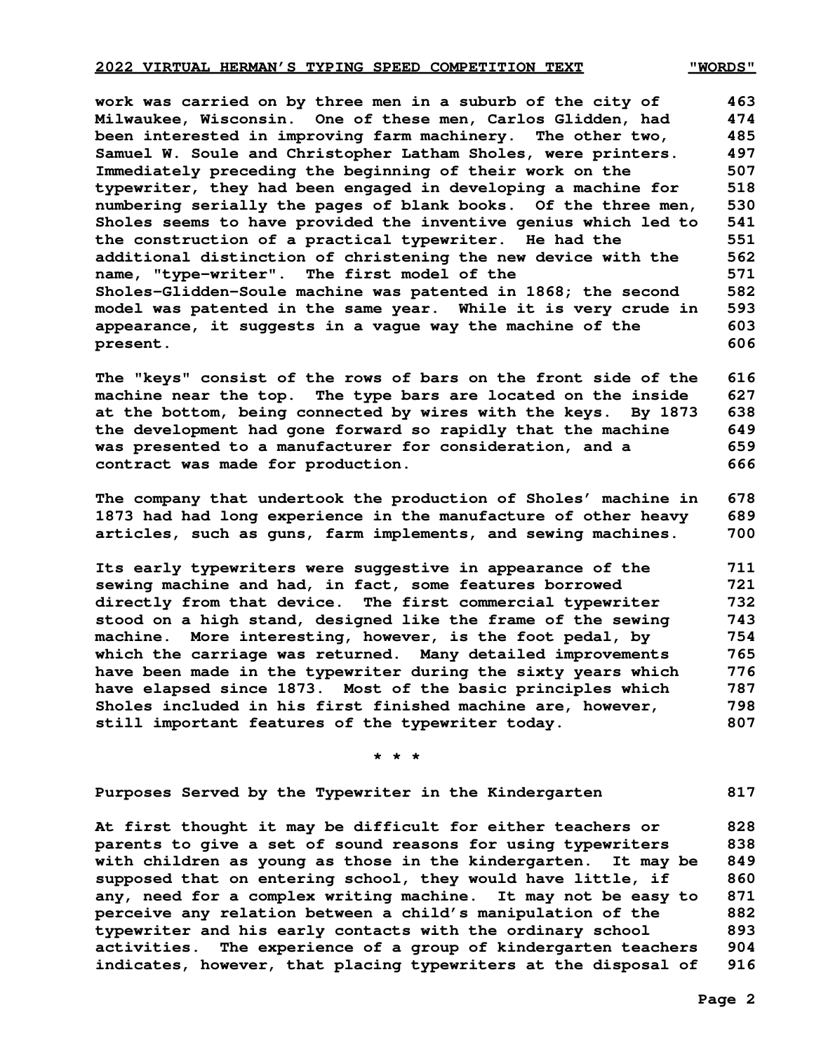work was carried on by three men in a suburb of the city of 463
Milwaukee, Wisconsin. One of these men, Carlos Glidden, had 474
been interested in improving farm machinery. The other two, 485
Samuel W. Soule and Christopher Latham Sholes, were printers. 497
Immediately preceding the beginning of their work on the 507
typewriter, they had been engaged in developing a machine for 518
numbering serially the pages of blank books. Of the three men, 530
Sholes seems to have provided the inventive genius which led to 541
the construction of a practical typewriter. He had the 551
additional distinction of christening the new device with the 562
name, "type-writer". The first model of the 571
Sholes-Glidden-Soule machine was patented in 1868; the second 582
model was patented in the same year. While it is very crude in 593
appearance, it suggests in a vague way the machine of the 603
present. 606

The "keys" consist of the rows of bars on the front side of the 616
machine near the top. The type bars are located on the inside 627
at the bottom, being connected by wires with the keys. By 1873 638
the development had gone forward so rapidly that the machine 649
was presented to a manufacturer for consideration, and a 659
contract was made for production. 666

The company that undertook the production of Sholes' machine in 678
1873 had had long experience in the manufacture of other heavy 689
articles, such as guns, farm implements, and sewing machines. 700

Its early typewriters were suggestive in appearance of the 711
sewing machine and had, in fact, some features borrowed 721
directly from that device. The first commercial typewriter 732
stood on a high stand, designed like the frame of the sewing 743
machine. More interesting, however, is the foot pedal, by 754
which the carriage was returned. Many detailed improvements 765
have been made in the typewriter during the sixty years which 776
have elapsed since 1873. Most of the basic principles which 787
Sholes included in his first finished machine are, however, 798
still important features of the typewriter today. 807

\* \* \*

Purposes Served by the Typewriter in the Kindergarten 817

At first thought it may be difficult for either teachers or 828
parents to give a set of sound reasons for using typewriters 838
with children as young as those in the kindergarten. It may be 849
supposed that on entering school, they would have little, if 860
any, need for a complex writing machine. It may not be easy to 871
perceive any relation between a child's manipulation of the 882
typewriter and his early contacts with the ordinary school 893
activities. The experience of a group of kindergarten teachers 904
indicates, however, that placing typewriters at the disposal of 916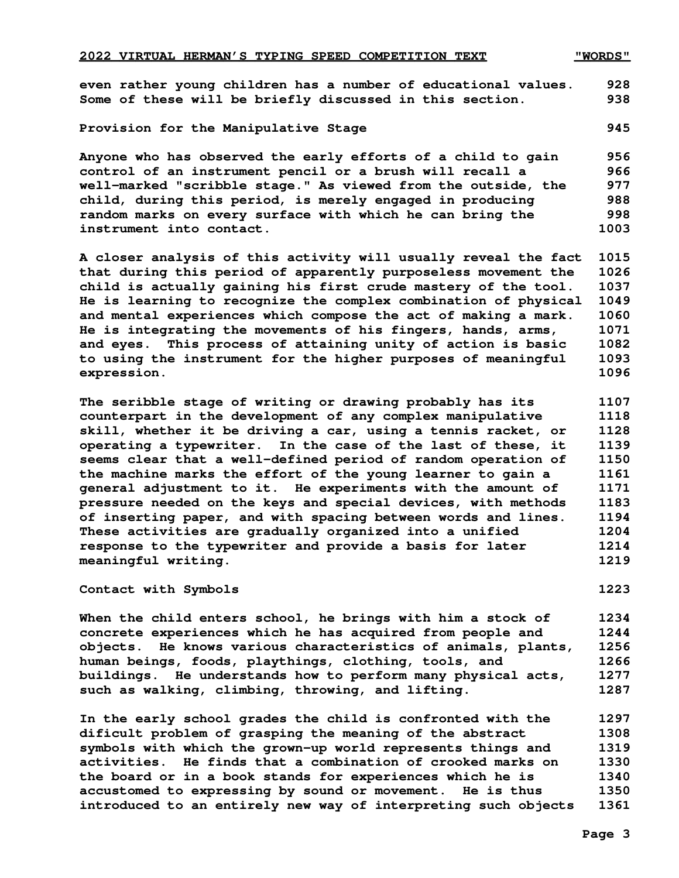even rather young children has a number of educational values. 928
Some of these will be briefly discussed in this section. 938

**Provision for the Manipulative Stage** 945

Anyone who has observed the early efforts of a child to gain 956
control of an instrument pencil or a brush will recall a 966
well-marked "scribble stage." As viewed from the outside, the 977
child, during this period, is merely engaged in producing 988
random marks on every surface with which he can bring the 998
instrument into contact. 1003

A closer analysis of this activity will usually reveal the fact 1015
that during this period of apparently purposeless movement the 1026
child is actually gaining his first crude mastery of the tool. 1037
He is learning to recognize the complex combination of physical 1049
and mental experiences which compose the act of making a mark. 1060
He is integrating the movements of his fingers, hands, arms, 1071
and eyes. This process of attaining unity of action is basic 1082
to using the instrument for the higher purposes of meaningful 1093
expression. 1096

The seribble stage of writing or drawing probably has its 1107
counterpart in the development of any complex manipulative 1118
skill, whether it be driving a car, using a tennis racket, or 1128
operating a typewriter. In the case of the last of these, it 1139
seems clear that a well-defined period of random operation of 1150
the machine marks the effort of the young learner to gain a 1161
general adjustment to it. He experiments with the amount of 1171
pressure needed on the keys and special devices, with methods 1183
of inserting paper, and with spacing between words and lines. 1194
These activities are gradually organized into a unified 1204
response to the typewriter and provide a basis for later 1214
meaningful writing. 1219

**Contact with Symbols** 1223

When the child enters school, he brings with him a stock of 1234
concrete experiences which he has acquired from people and 1244
objects. He knows various characteristics of animals, plants, 1256
human beings, foods, playthings, clothing, tools, and 1266
buildings. He understands how to perform many physical acts, 1277
such as walking, climbing, throwing, and lifting. 1287

In the early school grades the child is confronted with the 1297
dificult problem of grasping the meaning of the abstract 1308
symbols with which the grown-up world represents things and 1319
activities. He finds that a combination of crooked marks on 1330
the board or in a book stands for experiences which he is 1340
accustomed to expressing by sound or movement. He is thus 1350
introduced to an entirely new way of interpreting such objects 1361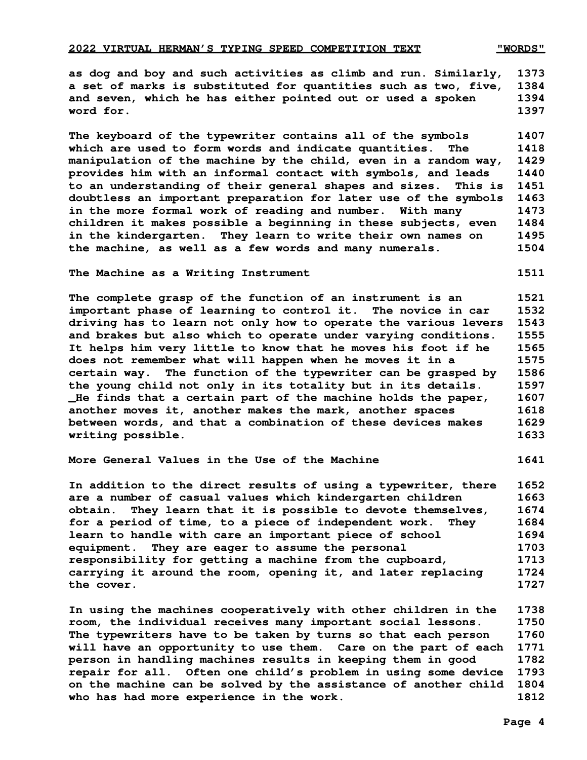as dog and boy and such activities as climb and run. Similarly, 1373
a set of marks is substituted for quantities such as two, five, 1384
and seven, which he has either pointed out or used a spoken 1394
word for. 1397

The keyboard of the typewriter contains all of the symbols 1407
which are used to form words and indicate quantities. The 1418
manipulation of the machine by the child, even in a random way, 1429
provides him with an informal contact with symbols, and leads 1440
to an understanding of their general shapes and sizes. This is 1451
doubtless an important preparation for later use of the symbols 1463
in the more formal work of reading and number. With many 1473
children it makes possible a beginning in these subjects, even 1484
in the kindergarten. They learn to write their own names on 1495
the machine, as well as a few words and many numerals. 1504

The Machine as a Writing Instrument 1511

The complete grasp of the function of an instrument is an 1521
important phase of learning to control it. The novice in car 1532
driving has to learn not only how to operate the various levers 1543
and brakes but also which to operate under varying conditions. 1555
It helps him very little to know that he moves his foot if he 1565
does not remember what will happen when he moves it in a 1575
certain way. The function of the typewriter can be grasped by 1586
the young child not only in its totality but in its details. 1597
_He finds that a certain part of the machine holds the paper, 1607
another moves it, another makes the mark, another spaces 1618
between words, and that a combination of these devices makes 1629
writing possible. 1633

More General Values in the Use of the Machine 1641

In addition to the direct results of using a typewriter, there 1652
are a number of casual values which kindergarten children 1663
obtain. They learn that it is possible to devote themselves, 1674
for a period of time, to a piece of independent work. They 1684
learn to handle with care an important piece of school 1694
equipment. They are eager to assume the personal 1703
responsibility for getting a machine from the cupboard, 1713
carrying it around the room, opening it, and later replacing 1724
the cover. 1727

In using the machines cooperatively with other children in the 1738
room, the individual receives many important social lessons. 1750
The typewriters have to be taken by turns so that each person 1760
will have an opportunity to use them. Care on the part of each 1771
person in handling machines results in keeping them in good 1782
repair for all. Often one child's problem in using some device 1793
on the machine can be solved by the assistance of another child 1804
who has had more experience in the work. 1812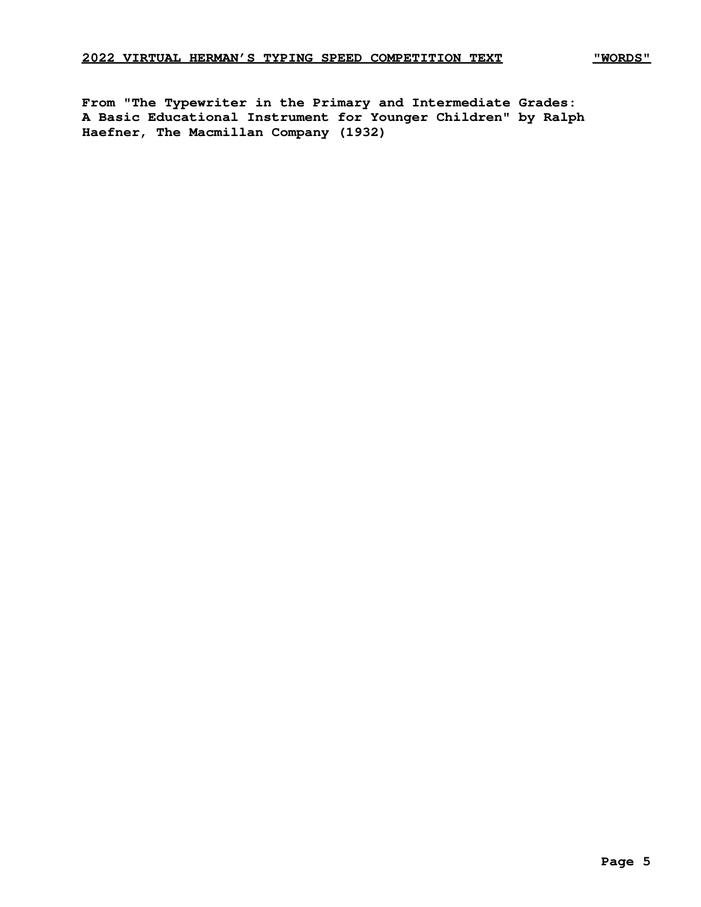From "The Typewriter in the Primary and Intermediate Grades: A Basic Educational Instrument for Younger Children" by Ralph Haefner, The Macmillan Company (1932)